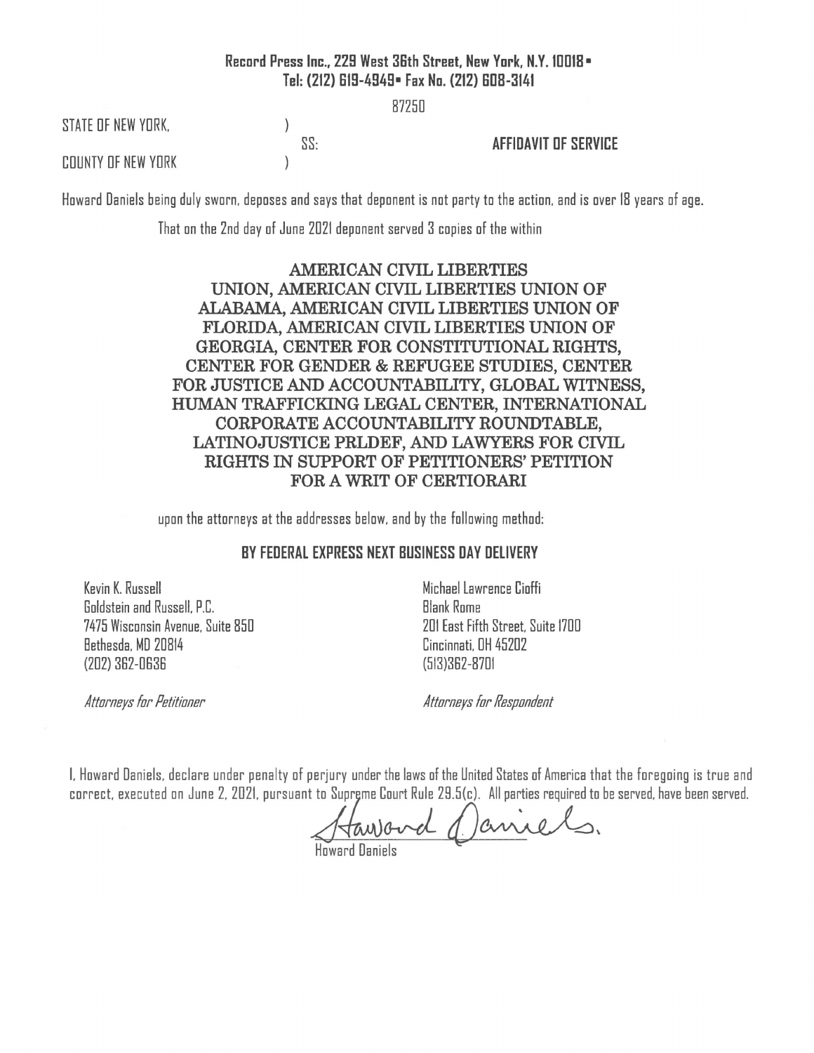**Record Press Inc., 229 West 36th Street, New York, N.Y. 10018 ▪ Tel: (212) 619-4949 ▪ Fax No. (212) 608-3141**

87250

STATE OF NEW YORK, )
SS:
COUNTY OF NEW YORK )

**AFFIDAVIT OF SERVICE**

Howard Daniels being duly sworn, deposes and says that deponent is not party to the action, and is over 18 years of age.

That on the 2nd day of June 2021 deponent served 3 copies of the within

AMERICAN CIVIL LIBERTIES UNION, AMERICAN CIVIL LIBERTIES UNION OF ALABAMA, AMERICAN CIVIL LIBERTIES UNION OF FLORIDA, AMERICAN CIVIL LIBERTIES UNION OF GEORGIA, CENTER FOR CONSTITUTIONAL RIGHTS, CENTER FOR GENDER & REFUGEE STUDIES, CENTER FOR JUSTICE AND ACCOUNTABILITY, GLOBAL WITNESS, HUMAN TRAFFICKING LEGAL CENTER, INTERNATIONAL CORPORATE ACCOUNTABILITY ROUNDTABLE, LATINOJUSTICE PRLDEF, AND LAWYERS FOR CIVIL RIGHTS IN SUPPORT OF PETITIONERS' PETITION FOR A WRIT OF CERTIORARI

upon the attorneys at the addresses below, and by the following method:

**BY FEDERAL EXPRESS NEXT BUSINESS DAY DELIVERY**

Kevin K. Russell
Goldstein and Russell, P.C.
7475 Wisconsin Avenue, Suite 850
Bethesda, MD 20814
(202) 362-0636

*Attorneys for Petitioner*

Michael Lawrence Cioffi
Blank Rome
201 East Fifth Street, Suite 1700
Cincinnati, OH 45202
(513)362-8701

*Attorneys for Respondent*

I, Howard Daniels, declare under penalty of perjury under the laws of the United States of America that the foregoing is true and correct, executed on June 2, 2021, pursuant to Supreme Court Rule 29.5(c). All parties required to be served, have been served.

Howard Daniels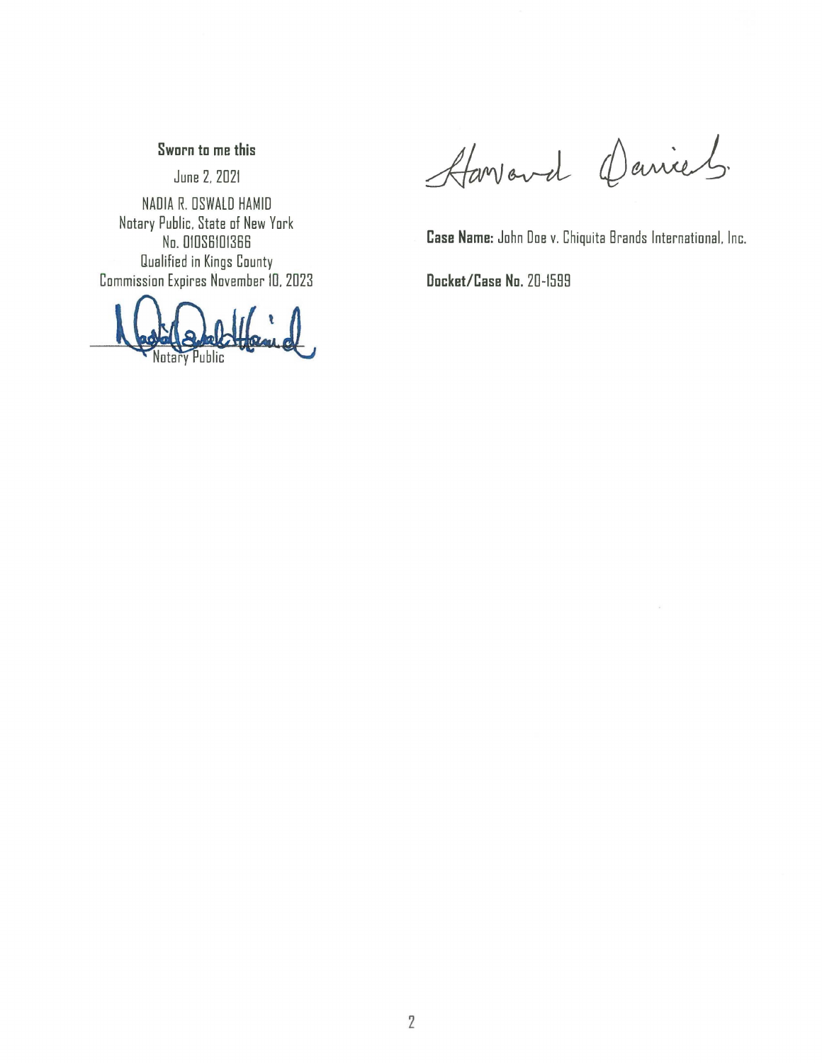**Sworn to me this**

June 2, 2021

NADIA R. OSWALD HAMID
Notary Public, State of New York
No. 01OS6101366
Qualified in Kings County
Commission Expires November 10, 2023

Notary Public

**Case Name:** John Doe v. Chiquita Brands International, Inc.

**Docket/Case No.** 20-1599